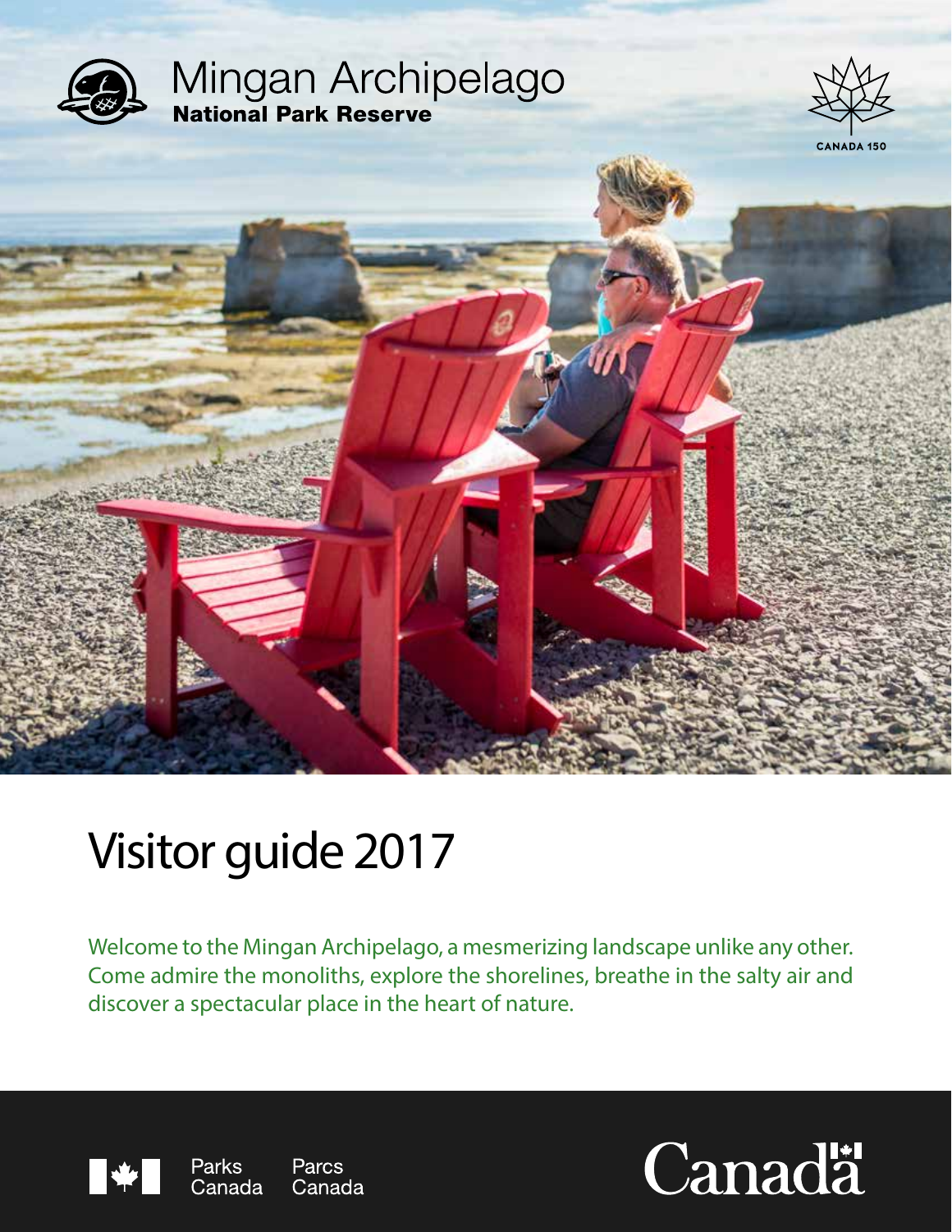# Mingan Archipelago
## National Park Reserve

CANADA 150

# Visitor guide 2017

Welcome to the Mingan Archipelago, a mesmerizing landscape unlike any other. Come admire the monoliths, explore the shorelines, breathe in the salty air and discover a spectacular place in the heart of nature.

Parks Canada Parcs Canada

Canada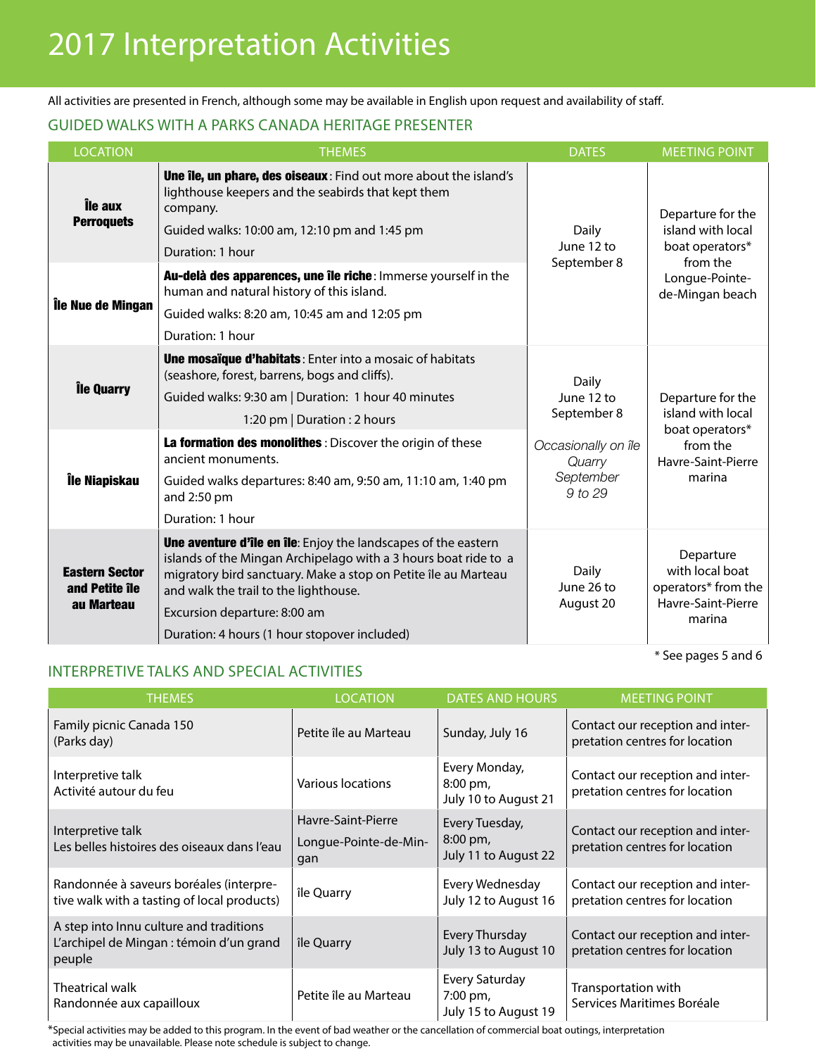# 2017 Interpretation Activities

All activities are presented in French, although some may be available in English upon request and availability of staff.

## GUIDED WALKS WITH A PARKS CANADA HERITAGE PRESENTER

| LOCATION | THEMES | DATES | MEETING POINT |
|---|---|---|---|
| **Île aux Perroquets** | **Une île, un phare, des oiseaux** : Find out more about the island's lighthouse keepers and the seabirds that kept them company.<br>Guided walks: 10:00 am, 12:10 pm and 1:45 pm<br>Duration: 1 hour | Daily June 12 to September 8 | Departure for the island with local boat operators* from the Longue-Pointe-de-Mingan beach |
| **Île Nue de Mingan** | **Au-delà des apparences, une île riche** : Immerse yourself in the human and natural history of this island.<br>Guided walks: 8:20 am, 10:45 am and 12:05 pm<br>Duration: 1 hour | Daily June 12 to September 8 | Departure for the island with local boat operators* from the Longue-Pointe-de-Mingan beach |
| **Île Quarry** | **Une mosaïque d'habitats** : Enter into a mosaic of habitats (seashore, forest, barrens, bogs and cliffs).<br>Guided walks: 9:30 am \| Duration: 1 hour 40 minutes<br>1:20 pm \| Duration : 2 hours | Daily June 12 to September 8<br>*Occasionally on île Quarry September 9 to 29* | Departure for the island with local boat operators* from the Havre-Saint-Pierre marina |
| **Île Niapiskau** | **La formation des monolithes** : Discover the origin of these ancient monuments.<br>Guided walks departures: 8:40 am, 9:50 am, 11:10 am, 1:40 pm and 2:50 pm<br>Duration: 1 hour | Daily June 12 to September 8<br>*Occasionally on île Quarry September 9 to 29* | Departure for the island with local boat operators* from the Havre-Saint-Pierre marina |
| **Eastern Sector and Petite île au Marteau** | **Une aventure d'île en île**: Enjoy the landscapes of the eastern islands of the Mingan Archipelago with a 3 hours boat ride to a migratory bird sanctuary. Make a stop on Petite île au Marteau and walk the trail to the lighthouse.<br>Excursion departure: 8:00 am<br>Duration: 4 hours (1 hour stopover included) | Daily June 26 to August 20 | Departure with local boat operators* from the Havre-Saint-Pierre marina |

\* See pages 5 and 6

## INTERPRETIVE TALKS AND SPECIAL ACTIVITIES

| THEMES | LOCATION | DATES AND HOURS | MEETING POINT |
|---|---|---|---|
| Family picnic Canada 150 (Parks day) | Petite île au Marteau | Sunday, July 16 | Contact our reception and interpretation centres for location |
| Interpretive talk<br>Activité autour du feu | Various locations | Every Monday, 8:00 pm, July 10 to August 21 | Contact our reception and interpretation centres for location |
| Interpretive talk<br>Les belles histoires des oiseaux dans l'eau | Havre-Saint-Pierre<br>Longue-Pointe-de-Mingan | Every Tuesday, 8:00 pm, July 11 to August 22 | Contact our reception and interpretation centres for location |
| Randonnée à saveurs boréales (interpretive walk with a tasting of local products) | île Quarry | Every Wednesday July 12 to August 16 | Contact our reception and interpretation centres for location |
| A step into Innu culture and traditions<br>L'archipel de Mingan : témoin d'un grand peuple | île Quarry | Every Thursday July 13 to August 10 | Contact our reception and interpretation centres for location |
| Theatrical walk<br>Randonnée aux capailloux | Petite île au Marteau | Every Saturday 7:00 pm, July 15 to August 19 | Transportation with Services Maritimes Boréale |

*Special activities may be added to this program. In the event of bad weather or the cancellation of commercial boat outings, interpretation activities may be unavailable. Please note schedule is subject to change.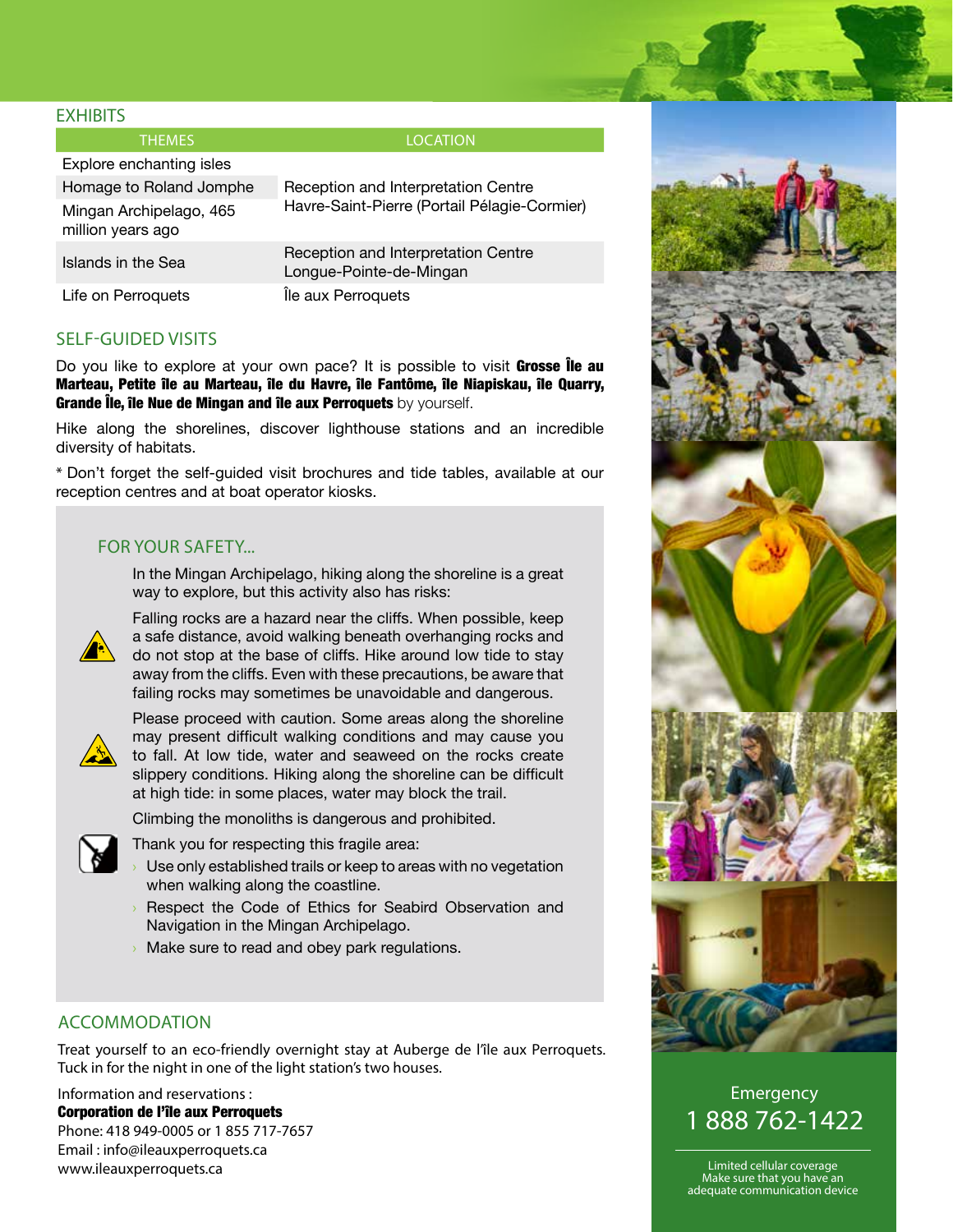## EXHIBITS

| THEMES | LOCATION |
|---|---|
| Explore enchanting isles | Reception and Interpretation Centre Havre-Saint-Pierre (Portail Pélagie-Cormier) |
| Homage to Roland Jomphe | |
| Mingan Archipelago, 465 million years ago | |
| Islands in the Sea | Reception and Interpretation Centre Longue-Pointe-de-Mingan |
| Life on Perroquets | Île aux Perroquets |

## SELF-GUIDED VISITS

Do you like to explore at your own pace? It is possible to visit **Grosse Île au Marteau, Petite île au Marteau, île du Havre, île Fantôme, île Niapiskau, île Quarry, Grande Île, île Nue de Mingan and île aux Perroquets** by yourself.

Hike along the shorelines, discover lighthouse stations and an incredible diversity of habitats.

* Don't forget the self-guided visit brochures and tide tables, available at our reception centres and at boat operator kiosks.

### FOR YOUR SAFETY...

In the Mingan Archipelago, hiking along the shoreline is a great way to explore, but this activity also has risks:

Falling rocks are a hazard near the cliffs. When possible, keep a safe distance, avoid walking beneath overhanging rocks and do not stop at the base of cliffs. Hike around low tide to stay away from the cliffs. Even with these precautions, be aware that failing rocks may sometimes be unavoidable and dangerous.

Please proceed with caution. Some areas along the shoreline may present difficult walking conditions and may cause you to fall. At low tide, water and seaweed on the rocks create slippery conditions. Hiking along the shoreline can be difficult at high tide: in some places, water may block the trail.

Climbing the monoliths is dangerous and prohibited.

Thank you for respecting this fragile area:

- Use only established trails or keep to areas with no vegetation when walking along the coastline.
- Respect the Code of Ethics for Seabird Observation and Navigation in the Mingan Archipelago.
- Make sure to read and obey park regulations.

## ACCOMMODATION

Treat yourself to an eco-friendly overnight stay at Auberge de l'île aux Perroquets. Tuck in for the night in one of the light station's two houses.

Information and reservations :
**Corporation de l'île aux Perroquets**
Phone: 418 949-0005 or 1 855 717-7657
Email : info@ileauxperroquets.ca
www.ileauxperroquets.ca

Emergency
1 888 762-1422

Limited cellular coverage
Make sure that you have an adequate communication device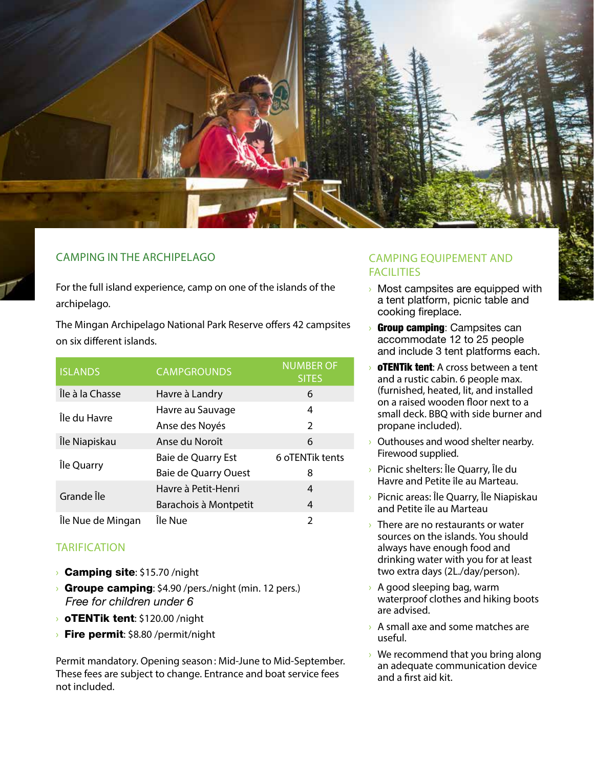## CAMPING IN THE ARCHIPELAGO

For the full island experience, camp on one of the islands of the archipelago.

The Mingan Archipelago National Park Reserve offers 42 campsites on six different islands.

| ISLANDS | CAMPGROUNDS | NUMBER OF SITES |
|---|---|---|
| Île à la Chasse | Havre à Landry | 6 |
| Île du Havre | Havre au Sauvage | 4 |
| | Anse des Noyés | 2 |
| Île Niapiskau | Anse du Noroît | 6 |
| Île Quarry | Baie de Quarry Est | 6 oTENTik tents |
| | Baie de Quarry Ouest | 8 |
| Grande Île | Havre à Petit-Henri | 4 |
| | Barachois à Montpetit | 4 |
| Île Nue de Mingan | Île Nue | 2 |

## TARIFICATION

- **Camping site**: $15.70 /night
- **Groupe camping**: $4.90 /pers./night (min. 12 pers.)
  *Free for children under 6*
- **oTENTik tent**: $120.00 /night
- **Fire permit**: $8.80 /permit/night

Permit mandatory. Opening season : Mid-June to Mid-September. These fees are subject to change. Entrance and boat service fees not included.

## CAMPING EQUIPEMENT AND FACILITIES

- Most campsites are equipped with a tent platform, picnic table and cooking fireplace.
- **Group camping**: Campsites can accommodate 12 to 25 people and include 3 tent platforms each.
- **oTENTik tent**: A cross between a tent and a rustic cabin. 6 people max. (furnished, heated, lit, and installed on a raised wooden floor next to a small deck. BBQ with side burner and propane included).
- Outhouses and wood shelter nearby. Firewood supplied.
- Picnic shelters: Île Quarry, Île du Havre and Petite île au Marteau.
- Picnic areas: Île Quarry, Île Niapiskau and Petite île au Marteau
- There are no restaurants or water sources on the islands. You should always have enough food and drinking water with you for at least two extra days (2L./day/person).
- A good sleeping bag, warm waterproof clothes and hiking boots are advised.
- A small axe and some matches are useful.
- We recommend that you bring along an adequate communication device and a first aid kit.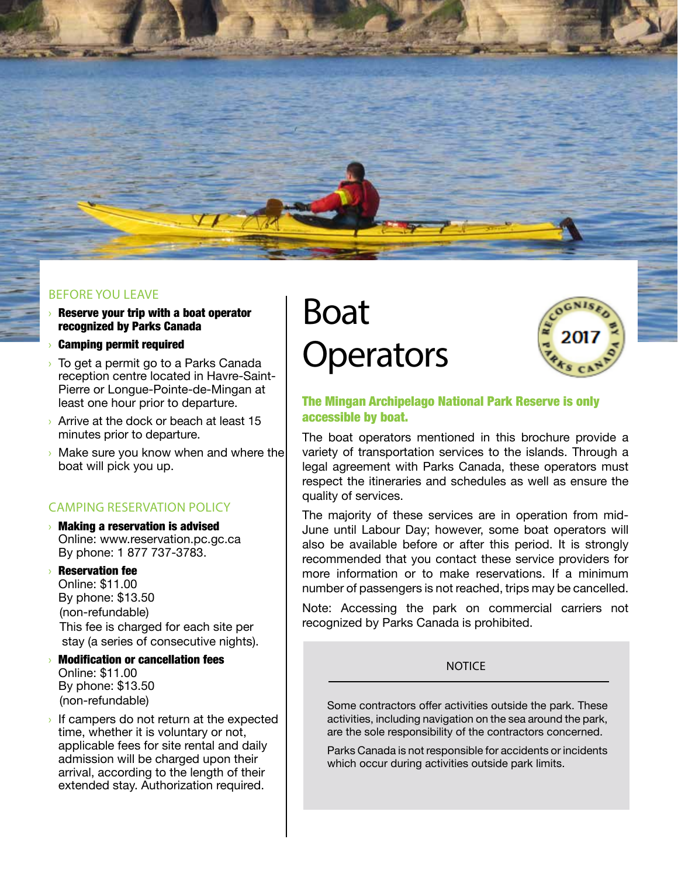## BEFORE YOU LEAVE

- **Reserve your trip with a boat operator recognized by Parks Canada**
- **Camping permit required**
- To get a permit go to a Parks Canada reception centre located in Havre-Saint-Pierre or Longue-Pointe-de-Mingan at least one hour prior to departure.
- Arrive at the dock or beach at least 15 minutes prior to departure.
- Make sure you know when and where the boat will pick you up.

## CAMPING RESERVATION POLICY

- **Making a reservation is advised**
  Online: www.reservation.pc.gc.ca
  By phone: 1 877 737-3783.
- **Reservation fee**
  Online: $11.00
  By phone: $13.50
  (non-refundable)
  This fee is charged for each site per stay (a series of consecutive nights).
- **Modification or cancellation fees**
  Online: $11.00
  By phone: $13.50
  (non-refundable)
- If campers do not return at the expected time, whether it is voluntary or not, applicable fees for site rental and daily admission will be charged upon their arrival, according to the length of their extended stay. Authorization required.

# Boat Operators

RECOGNISED BY PARKS CANADA 2017

**The Mingan Archipelago National Park Reserve is only accessible by boat.**

The boat operators mentioned in this brochure provide a variety of transportation services to the islands. Through a legal agreement with Parks Canada, these operators must respect the itineraries and schedules as well as ensure the quality of services.

The majority of these services are in operation from mid-June until Labour Day; however, some boat operators will also be available before or after this period. It is strongly recommended that you contact these service providers for more information or to make reservations. If a minimum number of passengers is not reached, trips may be cancelled.

Note: Accessing the park on commercial carriers not recognized by Parks Canada is prohibited.

### NOTICE

Some contractors offer activities outside the park. These activities, including navigation on the sea around the park, are the sole responsibility of the contractors concerned.

Parks Canada is not responsible for accidents or incidents which occur during activities outside park limits.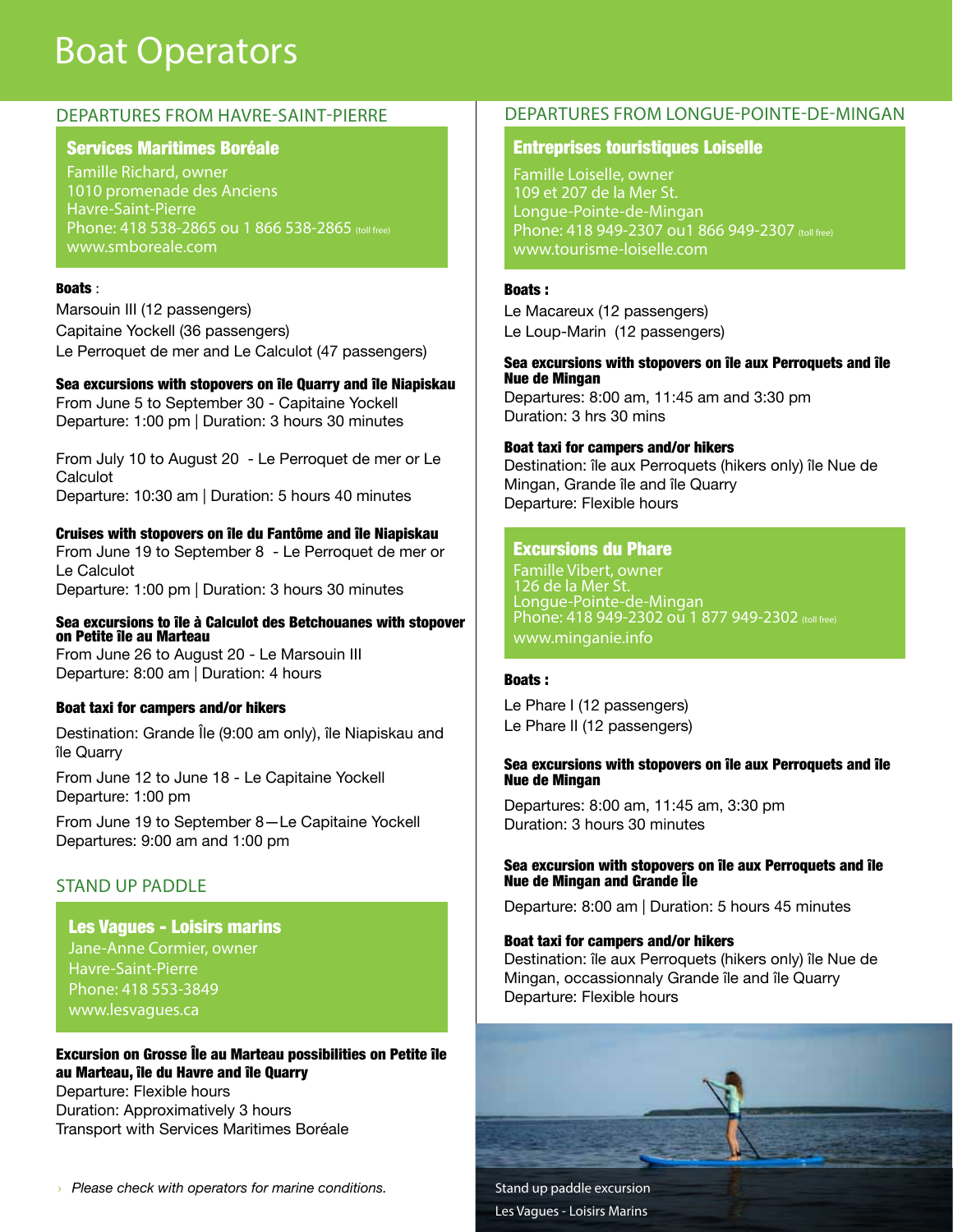# Boat Operators

## DEPARTURES FROM HAVRE-SAINT-PIERRE

### Services Maritimes Boréale

Famille Richard, owner
1010 promenade des Anciens
Havre-Saint-Pierre
Phone: 418 538-2865 ou 1 866 538-2865 (toll free)
www.smboreale.com

**Boats** :

Marsouin III (12 passengers)
Capitaine Yockell (36 passengers)
Le Perroquet de mer and Le Calculot (47 passengers)

**Sea excursions with stopovers on île Quarry and île Niapiskau**
From June 5 to September 30 - Capitaine Yockell
Departure: 1:00 pm | Duration: 3 hours 30 minutes

From July 10 to August 20 - Le Perroquet de mer or Le Calculot
Departure: 10:30 am | Duration: 5 hours 40 minutes

**Cruises with stopovers on île du Fantôme and île Niapiskau**
From June 19 to September 8 - Le Perroquet de mer or Le Calculot
Departure: 1:00 pm | Duration: 3 hours 30 minutes

**Sea excursions to île à Calculot des Betchouanes with stopover on Petite île au Marteau**
From June 26 to August 20 - Le Marsouin III
Departure: 8:00 am | Duration: 4 hours

**Boat taxi for campers and/or hikers**

Destination: Grande Île (9:00 am only), île Niapiskau and île Quarry

From June 12 to June 18 - Le Capitaine Yockell
Departure: 1:00 pm

From June 19 to September 8—Le Capitaine Yockell
Departures: 9:00 am and 1:00 pm

## STAND UP PADDLE

### Les Vagues - Loisirs marins

Jane-Anne Cormier, owner
Havre-Saint-Pierre
Phone: 418 553-3849
www.lesvagues.ca

**Excursion on Grosse Île au Marteau possibilities on Petite île au Marteau, île du Havre and île Quarry**
Departure: Flexible hours
Duration: Approximatively 3 hours
Transport with Services Maritimes Boréale

› *Please check with operators for marine conditions.*

## DEPARTURES FROM LONGUE-POINTE-DE-MINGAN

### Entreprises touristiques Loiselle

Famille Loiselle, owner
109 et 207 de la Mer St.
Longue-Pointe-de-Mingan
Phone: 418 949-2307 ou1 866 949-2307 (toll free)
www.tourisme-loiselle.com

**Boats :**

Le Macareux (12 passengers)
Le Loup-Marin (12 passengers)

**Sea excursions with stopovers on île aux Perroquets and île Nue de Mingan**
Departures: 8:00 am, 11:45 am and 3:30 pm
Duration: 3 hrs 30 mins

**Boat taxi for campers and/or hikers**
Destination: île aux Perroquets (hikers only) île Nue de Mingan, Grande île and île Quarry
Departure: Flexible hours

### Excursions du Phare

Famille Vibert, owner
126 de la Mer St.
Longue-Pointe-de-Mingan
Phone: 418 949-2302 ou 1 877 949-2302 (toll free)
www.minganie.info

**Boats :**

Le Phare I (12 passengers)
Le Phare II (12 passengers)

**Sea excursions with stopovers on île aux Perroquets and île Nue de Mingan**

Departures: 8:00 am, 11:45 am, 3:30 pm
Duration: 3 hours 30 minutes

**Sea excursion with stopovers on île aux Perroquets and île Nue de Mingan and Grande Île**

Departure: 8:00 am | Duration: 5 hours 45 minutes

**Boat taxi for campers and/or hikers**
Destination: île aux Perroquets (hikers only) île Nue de Mingan, occassionnaly Grande île and île Quarry
Departure: Flexible hours

Stand up paddle excursion
Les Vagues - Loisirs Marins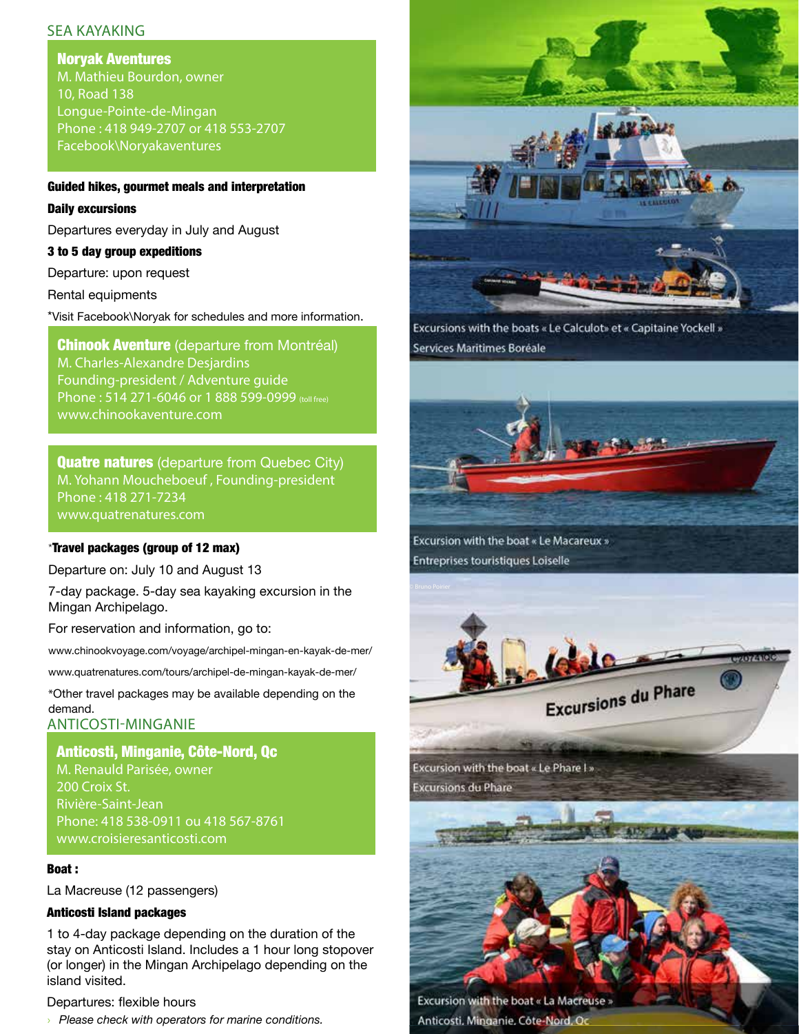## SEA KAYAKING

**Noryak Aventures**
M. Mathieu Bourdon, owner
10, Road 138
Longue-Pointe-de-Mingan
Phone : 418 949-2707 or 418 553-2707
Facebook\Noryakaventures

**Guided hikes, gourmet meals and interpretation**

**Daily excursions**

Departures everyday in July and August

**3 to 5 day group expeditions**

Departure: upon request

Rental equipments

*Visit Facebook\Noryak for schedules and more information.

**Chinook Aventure** (departure from Montréal)
M. Charles-Alexandre Desjardins
Founding-president / Adventure guide
Phone : 514 271-6046 or 1 888 599-0999 (toll free)
www.chinookaventure.com

**Quatre natures** (departure from Quebec City)
M. Yohann Moucheboeuf , Founding-president
Phone : 418 271-7234
www.quatrenatures.com

***Travel packages (group of 12 max)**

Departure on: July 10 and August 13

7-day package. 5-day sea kayaking excursion in the Mingan Archipelago.

For reservation and information, go to:

www.chinookvoyage.com/voyage/archipel-mingan-en-kayak-de-mer/

www.quatrenatures.com/tours/archipel-de-mingan-kayak-de-mer/

*Other travel packages may be available depending on the demand.

## ANTICOSTI-MINGANIE

**Anticosti, Minganie, Côte-Nord, Qc**
M. Renauld Parisée, owner
200 Croix St.
Rivière-Saint-Jean
Phone: 418 538-0911 ou 418 567-8761
www.croisieresanticosti.com

**Boat :**

La Macreuse (12 passengers)

**Anticosti Island packages**

1 to 4-day package depending on the duration of the stay on Anticosti Island. Includes a 1 hour long stopover (or longer) in the Mingan Archipelago depending on the island visited.

Departures: flexible hours

› *Please check with operators for marine conditions.*

Excursions with the boats « Le Calculot» et « Capitaine Yockell »
Services Maritimes Boréale

Excursion with the boat « Le Macareux »
Entreprises touristiques Loiselle

Excursion with the boat « Le Phare I »
Excursions du Phare

Excursion with the boat « La Macreuse »
Anticosti, Minganie, Côte-Nord, Qc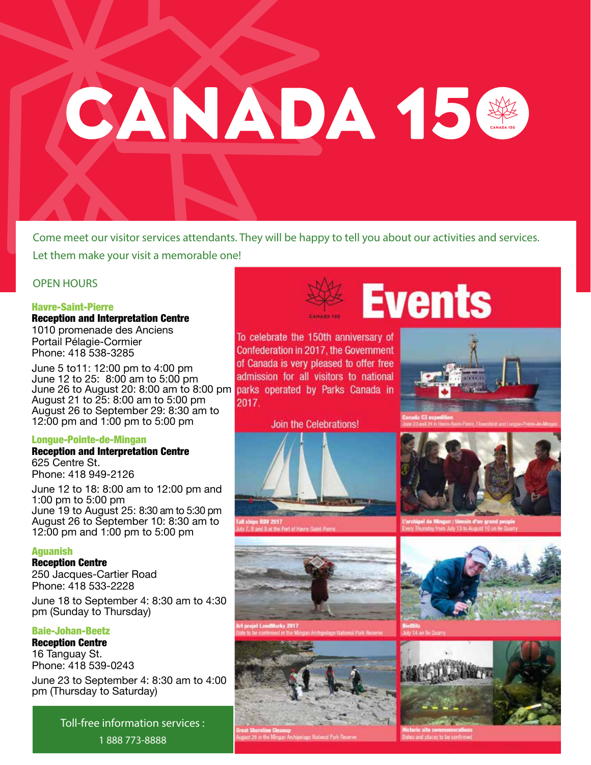# CANADA 150

Come meet our visitor services attendants. They will be happy to tell you about our activities and services. Let them make your visit a memorable one!

## OPEN HOURS

### Havre-Saint-Pierre

**Reception and Interpretation Centre**
1010 promenade des Anciens
Portail Pélagie-Cormier
Phone: 418 538-3285

June 5 to11: 12:00 pm to 4:00 pm
June 12 to 25: 8:00 am to 5:00 pm
June 26 to August 20: 8:00 am to 8:00 pm
August 21 to 25: 8:00 am to 5:00 pm
August 26 to September 29: 8:30 am to 12:00 pm and 1:00 pm to 5:00 pm

### Longue-Pointe-de-Mingan

**Reception and Interpretation Centre**
625 Centre St.
Phone: 418 949-2126

June 12 to 18: 8:00 am to 12:00 pm and 1:00 pm to 5:00 pm
June 19 to August 25: 8:30 am to 5:30 pm
August 26 to September 10: 8:30 am to 12:00 pm and 1:00 pm to 5:00 pm

### Aguanish

**Reception Centre**
250 Jacques-Cartier Road
Phone: 418 533-2228

June 18 to September 4: 8:30 am to 4:30 pm (Sunday to Thursday)

### Baie-Johan-Beetz

**Reception Centre**
16 Tanguay St.
Phone: 418 539-0243

June 23 to September 4: 8:30 am to 4:00 pm (Thursday to Saturday)

Toll-free information services :
1 888 773-8888

## Events

To celebrate the 150th anniversary of Confederation in 2017, the Government of Canada is very pleased to offer free admission for all visitors to national parks operated by Parks Canada in 2017.

Join the Celebrations!

**Canada C3 expedition**
June 23 and 24 in Havre-Saint-Pierre, l'Ile-d'Anticosti and Longue-Pointe-de-Mingan

**Tall ships RDV 2017**
July 7, 8 and 9 at the Port of Havre-Saint-Pierre

**L'archipel de Mingan : témoin d'un grand peuple**
Every Thursday from July 13 to August 10 on Ile Quarry

**Art projet LandMarks 2017**
Date to be confirmed in the Mingan Archipelago National Park Reserve

**BioBlitz**
July 14 on Ile Quarry

**Great Shoreline Cleanup**
August 26 in the Mingan Archipelago National Park Reserve

**Historic site commemorations**
Dates and places to be confirmed